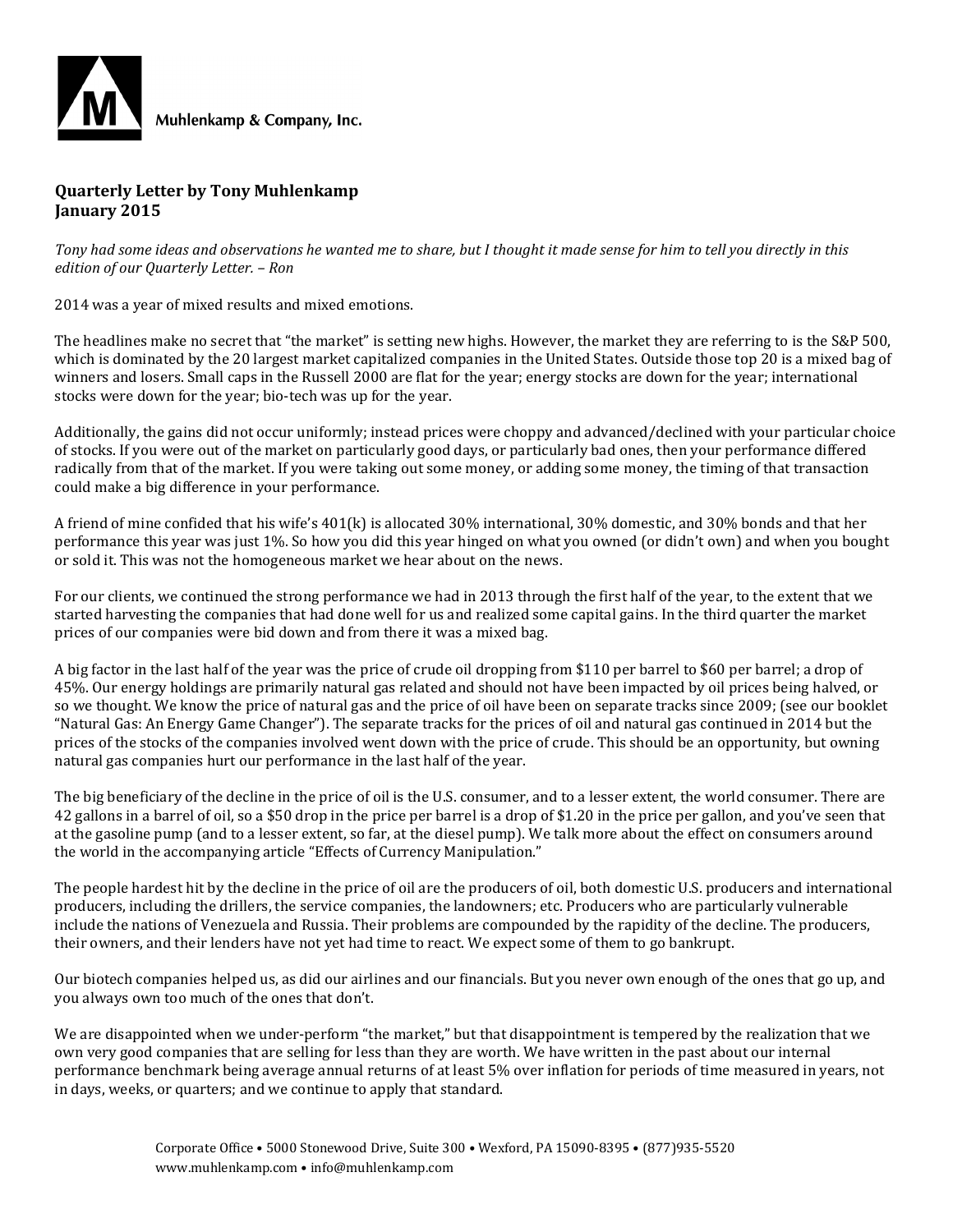Muhlenkamp & Company, Inc.

**Quarterly Letter by Tony Muhlenkamp**
**January 2015**

*Tony had some ideas and observations he wanted me to share, but I thought it made sense for him to tell you directly in this edition of our Quarterly Letter. – Ron*

2014 was a year of mixed results and mixed emotions.

The headlines make no secret that "the market" is setting new highs. However, the market they are referring to is the S&P 500, which is dominated by the 20 largest market capitalized companies in the United States. Outside those top 20 is a mixed bag of winners and losers. Small caps in the Russell 2000 are flat for the year; energy stocks are down for the year; international stocks were down for the year; bio-tech was up for the year.

Additionally, the gains did not occur uniformly; instead prices were choppy and advanced/declined with your particular choice of stocks. If you were out of the market on particularly good days, or particularly bad ones, then your performance differed radically from that of the market. If you were taking out some money, or adding some money, the timing of that transaction could make a big difference in your performance.

A friend of mine confided that his wife's 401(k) is allocated 30% international, 30% domestic, and 30% bonds and that her performance this year was just 1%. So how you did this year hinged on what you owned (or didn't own) and when you bought or sold it. This was not the homogeneous market we hear about on the news.

For our clients, we continued the strong performance we had in 2013 through the first half of the year, to the extent that we started harvesting the companies that had done well for us and realized some capital gains. In the third quarter the market prices of our companies were bid down and from there it was a mixed bag.

A big factor in the last half of the year was the price of crude oil dropping from $110 per barrel to $60 per barrel; a drop of 45%. Our energy holdings are primarily natural gas related and should not have been impacted by oil prices being halved, or so we thought. We know the price of natural gas and the price of oil have been on separate tracks since 2009; (see our booklet "Natural Gas: An Energy Game Changer"). The separate tracks for the prices of oil and natural gas continued in 2014 but the prices of the stocks of the companies involved went down with the price of crude. This should be an opportunity, but owning natural gas companies hurt our performance in the last half of the year.

The big beneficiary of the decline in the price of oil is the U.S. consumer, and to a lesser extent, the world consumer. There are 42 gallons in a barrel of oil, so a $50 drop in the price per barrel is a drop of $1.20 in the price per gallon, and you've seen that at the gasoline pump (and to a lesser extent, so far, at the diesel pump). We talk more about the effect on consumers around the world in the accompanying article "Effects of Currency Manipulation."

The people hardest hit by the decline in the price of oil are the producers of oil, both domestic U.S. producers and international producers, including the drillers, the service companies, the landowners; etc. Producers who are particularly vulnerable include the nations of Venezuela and Russia. Their problems are compounded by the rapidity of the decline. The producers, their owners, and their lenders have not yet had time to react. We expect some of them to go bankrupt.

Our biotech companies helped us, as did our airlines and our financials. But you never own enough of the ones that go up, and you always own too much of the ones that don't.

We are disappointed when we under-perform "the market," but that disappointment is tempered by the realization that we own very good companies that are selling for less than they are worth. We have written in the past about our internal performance benchmark being average annual returns of at least 5% over inflation for periods of time measured in years, not in days, weeks, or quarters; and we continue to apply that standard.

Corporate Office • 5000 Stonewood Drive, Suite 300 • Wexford, PA 15090-8395 • (877)935-5520
www.muhlenkamp.com • info@muhlenkamp.com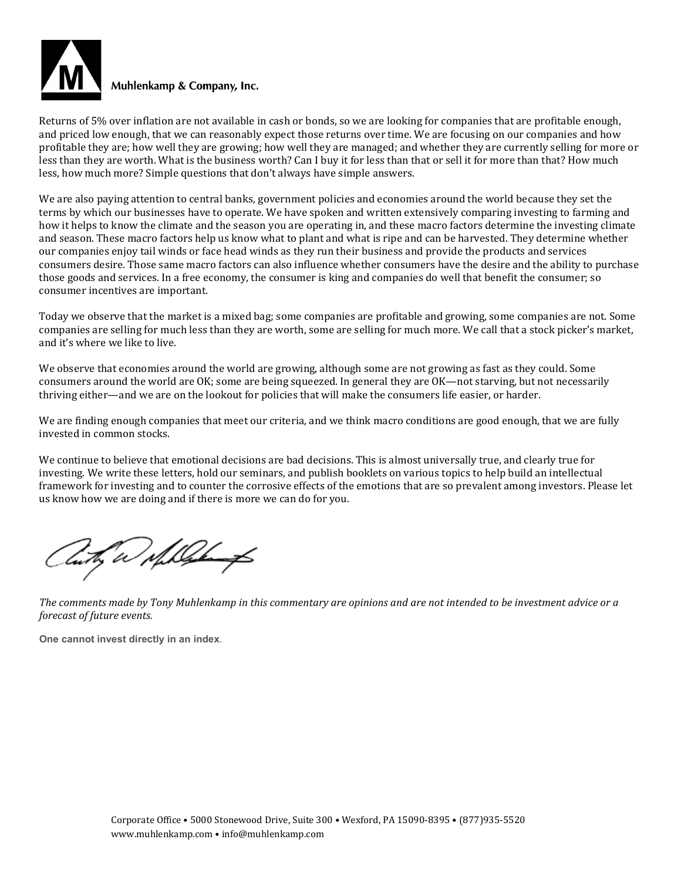Returns of 5% over inflation are not available in cash or bonds, so we are looking for companies that are profitable enough, and priced low enough, that we can reasonably expect those returns over time. We are focusing on our companies and how profitable they are; how well they are growing; how well they are managed; and whether they are currently selling for more or less than they are worth. What is the business worth? Can I buy it for less than that or sell it for more than that? How much less, how much more? Simple questions that don't always have simple answers.

We are also paying attention to central banks, government policies and economies around the world because they set the terms by which our businesses have to operate. We have spoken and written extensively comparing investing to farming and how it helps to know the climate and the season you are operating in, and these macro factors determine the investing climate and season. These macro factors help us know what to plant and what is ripe and can be harvested. They determine whether our companies enjoy tail winds or face head winds as they run their business and provide the products and services consumers desire. Those same macro factors can also influence whether consumers have the desire and the ability to purchase those goods and services. In a free economy, the consumer is king and companies do well that benefit the consumer; so consumer incentives are important.

Today we observe that the market is a mixed bag; some companies are profitable and growing, some companies are not. Some companies are selling for much less than they are worth, some are selling for much more. We call that a stock picker's market, and it's where we like to live.

We observe that economies around the world are growing, although some are not growing as fast as they could. Some consumers around the world are OK; some are being squeezed. In general they are OK—not starving, but not necessarily thriving either—and we are on the lookout for policies that will make the consumers life easier, or harder.

We are finding enough companies that meet our criteria, and we think macro conditions are good enough, that we are fully invested in common stocks.

We continue to believe that emotional decisions are bad decisions. This is almost universally true, and clearly true for investing. We write these letters, hold our seminars, and publish booklets on various topics to help build an intellectual framework for investing and to counter the corrosive effects of the emotions that are so prevalent among investors. Please let us know how we are doing and if there is more we can do for you.

*The comments made by Tony Muhlenkamp in this commentary are opinions and are not intended to be investment advice or a forecast of future events.*

**One cannot invest directly in an index**.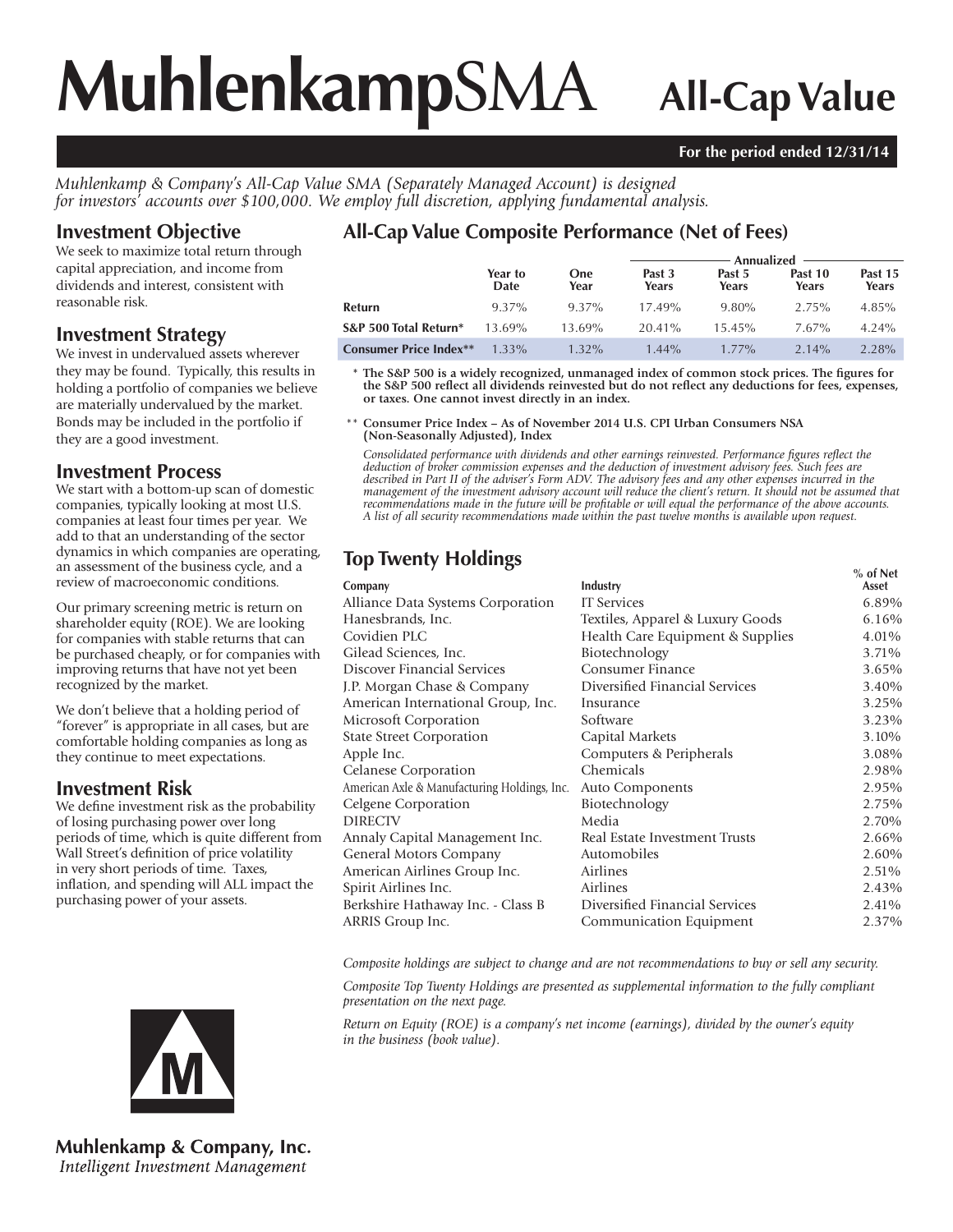# MuhlenkampSMA All-Cap Value

**For the period ended 12/31/14**

*Muhlenkamp & Company's All-Cap Value SMA (Separately Managed Account) is designed for investors' accounts over $100,000. We employ full discretion, applying fundamental analysis.*

## Investment Objective

We seek to maximize total return through capital appreciation, and income from dividends and interest, consistent with reasonable risk.

## Investment Strategy

We invest in undervalued assets wherever they may be found. Typically, this results in holding a portfolio of companies we believe are materially undervalued by the market. Bonds may be included in the portfolio if they are a good investment.

## Investment Process

We start with a bottom-up scan of domestic companies, typically looking at most U.S. companies at least four times per year. We add to that an understanding of the sector dynamics in which companies are operating, an assessment of the business cycle, and a review of macroeconomic conditions.

Our primary screening metric is return on shareholder equity (ROE). We are looking for companies with stable returns that can be purchased cheaply, or for companies with improving returns that have not yet been recognized by the market.

We don't believe that a holding period of "forever" is appropriate in all cases, but are comfortable holding companies as long as they continue to meet expectations.

## Investment Risk

We define investment risk as the probability of losing purchasing power over long periods of time, which is quite different from Wall Street's definition of price volatility in very short periods of time. Taxes, inflation, and spending will ALL impact the purchasing power of your assets.

## All-Cap Value Composite Performance (Net of Fees)

| | | | Annualized | | | |
|---|---|---|---|---|---|---|
| | Year to Date | One Year | Past 3 Years | Past 5 Years | Past 10 Years | Past 15 Years |
| **Return** | 9.37% | 9.37% | 17.49% | 9.80% | 2.75% | 4.85% |
| **S&P 500 Total Return*** | 13.69% | 13.69% | 20.41% | 15.45% | 7.67% | 4.24% |
| **Consumer Price Index**** | 1.33% | 1.32% | 1.44% | 1.77% | 2.14% | 2.28% |

\* **The S&P 500 is a widely recognized, unmanaged index of common stock prices. The figures for the S&P 500 reflect all dividends reinvested but do not reflect any deductions for fees, expenses, or taxes. One cannot invest directly in an index.**

\*\* **Consumer Price Index – As of November 2014 U.S. CPI Urban Consumers NSA (Non-Seasonally Adjusted), Index**

*Consolidated performance with dividends and other earnings reinvested. Performance figures reflect the deduction of broker commission expenses and the deduction of investment advisory fees. Such fees are described in Part II of the adviser's Form ADV. The advisory fees and any other expenses incurred in the management of the investment advisory account will reduce the client's return. It should not be assumed that recommendations made in the future will be profitable or will equal the performance of the above accounts. A list of all security recommendations made within the past twelve months is available upon request.*

## Top Twenty Holdings

| Company | Industry | % of Net Asset |
|---|---|---|
| Alliance Data Systems Corporation | IT Services | 6.89% |
| Hanesbrands, Inc. | Textiles, Apparel & Luxury Goods | 6.16% |
| Covidien PLC | Health Care Equipment & Supplies | 4.01% |
| Gilead Sciences, Inc. | Biotechnology | 3.71% |
| Discover Financial Services | Consumer Finance | 3.65% |
| J.P. Morgan Chase & Company | Diversified Financial Services | 3.40% |
| American International Group, Inc. | Insurance | 3.25% |
| Microsoft Corporation | Software | 3.23% |
| State Street Corporation | Capital Markets | 3.10% |
| Apple Inc. | Computers & Peripherals | 3.08% |
| Celanese Corporation | Chemicals | 2.98% |
| American Axle & Manufacturing Holdings, Inc. | Auto Components | 2.95% |
| Celgene Corporation | Biotechnology | 2.75% |
| DIRECTV | Media | 2.70% |
| Annaly Capital Management Inc. | Real Estate Investment Trusts | 2.66% |
| General Motors Company | Automobiles | 2.60% |
| American Airlines Group Inc. | Airlines | 2.51% |
| Spirit Airlines Inc. | Airlines | 2.43% |
| Berkshire Hathaway Inc. - Class B | Diversified Financial Services | 2.41% |
| ARRIS Group Inc. | Communication Equipment | 2.37% |

*Composite holdings are subject to change and are not recommendations to buy or sell any security.*

*Composite Top Twenty Holdings are presented as supplemental information to the fully compliant presentation on the next page.*

*Return on Equity (ROE) is a company's net income (earnings), divided by the owner's equity in the business (book value).*

**Muhlenkamp & Company, Inc.**
*Intelligent Investment Management*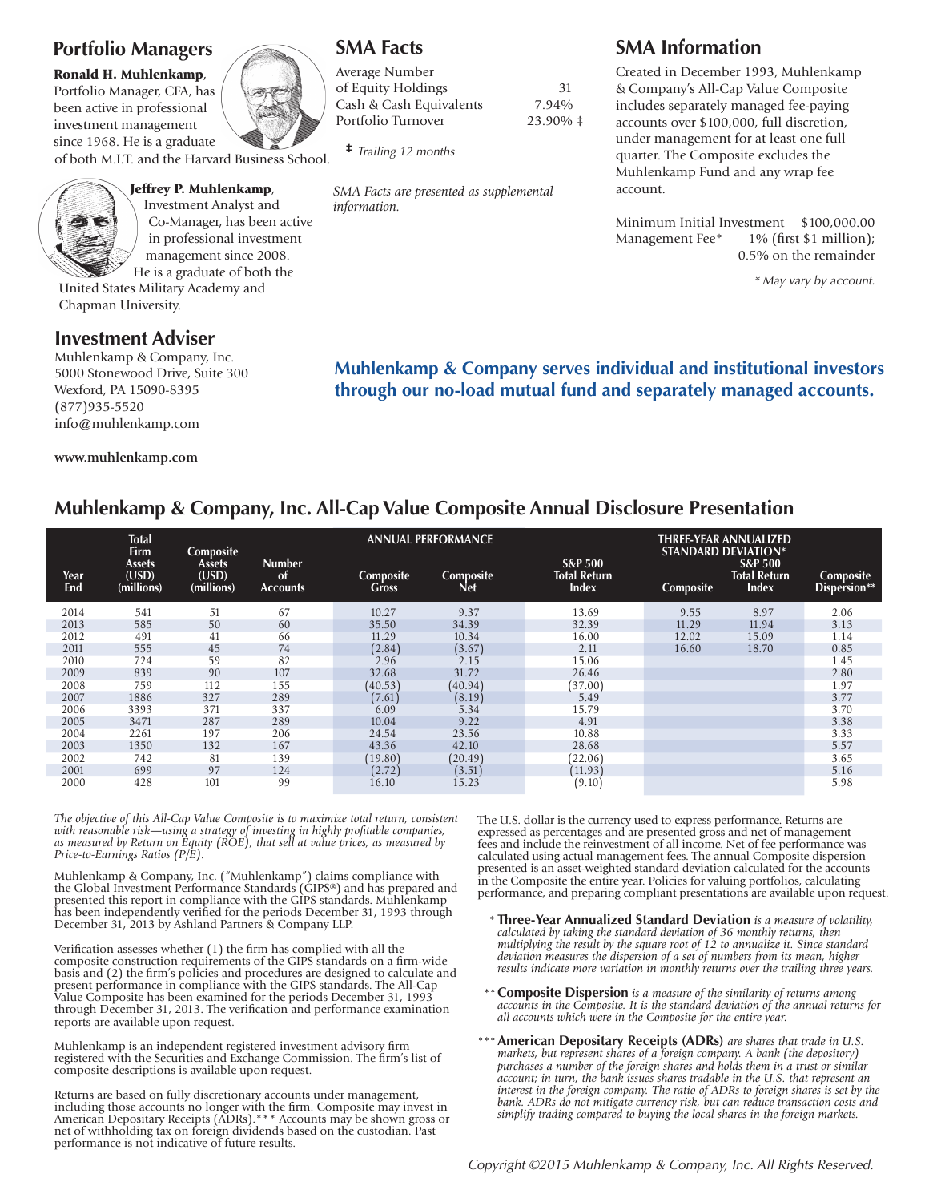## Portfolio Managers

**Ronald H. Muhlenkamp**, Portfolio Manager, CFA, has been active in professional investment management since 1968. He is a graduate of both M.I.T. and the Harvard Business School.

**Jeffrey P. Muhlenkamp**, Investment Analyst and Co-Manager, has been active in professional investment management since 2008. He is a graduate of both the United States Military Academy and Chapman University.

## Investment Adviser

Muhlenkamp & Company, Inc.
5000 Stonewood Drive, Suite 300
Wexford, PA 15090-8395
(877)935-5520
info@muhlenkamp.com

**www.muhlenkamp.com**

## SMA Facts

| | |
|---|---|
| Average Number of Equity Holdings | 31 |
| Cash & Cash Equivalents | 7.94% |
| Portfolio Turnover | 23.90% ‡ |

‡ *Trailing 12 months*

*SMA Facts are presented as supplemental information.*

## SMA Information

Created in December 1993, Muhlenkamp & Company's All-Cap Value Composite includes separately managed fee-paying accounts over $100,000, full discretion, under management for at least one full quarter. The Composite excludes the Muhlenkamp Fund and any wrap fee account.

Minimum Initial Investment $100,000.00
Management Fee* 1% (first $1 million); 0.5% on the remainder

*\* May vary by account.*

**Muhlenkamp & Company serves individual and institutional investors through our no-load mutual fund and separately managed accounts.**

## Muhlenkamp & Company, Inc. All-Cap Value Composite Annual Disclosure Presentation

| | | | | ANNUAL PERFORMANCE | | | THREE-YEAR ANNUALIZED STANDARD DEVIATION* | | |
|---|---|---|---|---|---|---|---|---|---|
| Year End | Total Firm Assets (USD) (millions) | Composite Assets (USD) (millions) | Number of Accounts | Composite Gross | Composite Net | S&P 500 Total Return Index | Composite | S&P 500 Total Return Index | Composite Dispersion** |
| 2014 | 541 | 51 | 67 | 10.27 | 9.37 | 13.69 | 9.55 | 8.97 | 2.06 |
| 2013 | 585 | 50 | 60 | 35.50 | 34.39 | 32.39 | 11.29 | 11.94 | 3.13 |
| 2012 | 491 | 41 | 66 | 11.29 | 10.34 | 16.00 | 12.02 | 15.09 | 1.14 |
| 2011 | 555 | 45 | 74 | (2.84) | (3.67) | 2.11 | 16.60 | 18.70 | 0.85 |
| 2010 | 724 | 59 | 82 | 2.96 | 2.15 | 15.06 | | | 1.45 |
| 2009 | 839 | 90 | 107 | 32.68 | 31.72 | 26.46 | | | 2.80 |
| 2008 | 759 | 112 | 155 | (40.53) | (40.94) | (37.00) | | | 1.97 |
| 2007 | 1886 | 327 | 289 | (7.61) | (8.19) | 5.49 | | | 3.77 |
| 2006 | 3393 | 371 | 337 | 6.09 | 5.34 | 15.79 | | | 3.70 |
| 2005 | 3471 | 287 | 289 | 10.04 | 9.22 | 4.91 | | | 3.38 |
| 2004 | 2261 | 197 | 206 | 24.54 | 23.56 | 10.88 | | | 3.33 |
| 2003 | 1350 | 132 | 167 | 43.36 | 42.10 | 28.68 | | | 5.57 |
| 2002 | 742 | 81 | 139 | (19.80) | (20.49) | (22.06) | | | 3.65 |
| 2001 | 699 | 97 | 124 | (2.72) | (3.51) | (11.93) | | | 5.16 |
| 2000 | 428 | 101 | 99 | 16.10 | 15.23 | (9.10) | | | 5.98 |

*The objective of this All-Cap Value Composite is to maximize total return, consistent with reasonable risk—using a strategy of investing in highly profitable companies, as measured by Return on Equity (ROE), that sell at value prices, as measured by Price-to-Earnings Ratios (P/E).*

Muhlenkamp & Company, Inc. ("Muhlenkamp") claims compliance with the Global Investment Performance Standards (GIPS®) and has prepared and presented this report in compliance with the GIPS standards. Muhlenkamp has been independently verified for the periods December 31, 1993 through December 31, 2013 by Ashland Partners & Company LLP.

Verification assesses whether (1) the firm has complied with all the composite construction requirements of the GIPS standards on a firm-wide basis and (2) the firm's policies and procedures are designed to calculate and present performance in compliance with the GIPS standards. The All-Cap Value Composite has been examined for the periods December 31, 1993 through December 31, 2013. The verification and performance examination reports are available upon request.

Muhlenkamp is an independent registered investment advisory firm registered with the Securities and Exchange Commission. The firm's list of composite descriptions is available upon request.

Returns are based on fully discretionary accounts under management, including those accounts no longer with the firm. Composite may invest in American Depositary Receipts (ADRs).*** Accounts may be shown gross or net of withholding tax on foreign dividends based on the custodian. Past performance is not indicative of future results.

The U.S. dollar is the currency used to express performance. Returns are expressed as percentages and are presented gross and net of management fees and include the reinvestment of all income. Net of fee performance was calculated using actual management fees. The annual Composite dispersion presented is an asset-weighted standard deviation calculated for the accounts in the Composite the entire year. Policies for valuing portfolios, calculating performance, and preparing compliant presentations are available upon request.

\* **Three-Year Annualized Standard Deviation** *is a measure of volatility, calculated by taking the standard deviation of 36 monthly returns, then multiplying the result by the square root of 12 to annualize it. Since standard deviation measures the dispersion of a set of numbers from its mean, higher results indicate more variation in monthly returns over the trailing three years.*

\*\* **Composite Dispersion** *is a measure of the similarity of returns among accounts in the Composite. It is the standard deviation of the annual returns for all accounts which were in the Composite for the entire year.*

\*\*\* **American Depositary Receipts (ADRs)** *are shares that trade in U.S. markets, but represent shares of a foreign company. A bank (the depository) purchases a number of the foreign shares and holds them in a trust or similar account; in turn, the bank issues shares tradable in the U.S. that represent an interest in the foreign company. The ratio of ADRs to foreign shares is set by the bank. ADRs do not mitigate currency risk, but can reduce transaction costs and simplify trading compared to buying the local shares in the foreign markets.*

*Copyright ©2015 Muhlenkamp & Company, Inc. All Rights Reserved.*